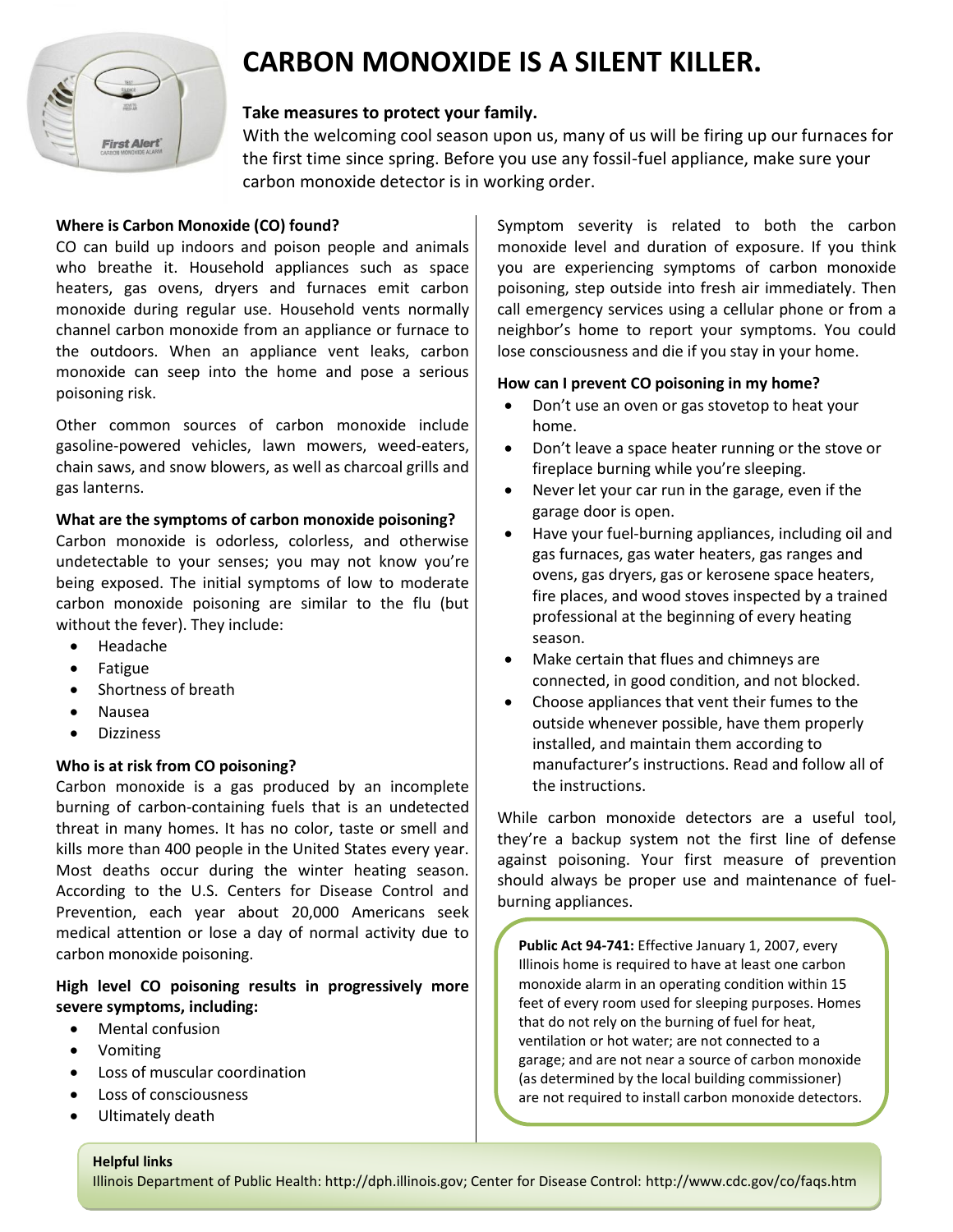# CARBON MONOXIDE IS A SILENT KILLER.

**Take measures to protect your family.**

With the welcoming cool season upon us, many of us will be firing up our furnaces for the first time since spring. Before you use any fossil-fuel appliance, make sure your carbon monoxide detector is in working order.

**Where is Carbon Monoxide (CO) found?**

CO can build up indoors and poison people and animals who breathe it. Household appliances such as space heaters, gas ovens, dryers and furnaces emit carbon monoxide during regular use. Household vents normally channel carbon monoxide from an appliance or furnace to the outdoors. When an appliance vent leaks, carbon monoxide can seep into the home and pose a serious poisoning risk.

Other common sources of carbon monoxide include gasoline-powered vehicles, lawn mowers, weed-eaters, chain saws, and snow blowers, as well as charcoal grills and gas lanterns.

**What are the symptoms of carbon monoxide poisoning?**

Carbon monoxide is odorless, colorless, and otherwise undetectable to your senses; you may not know you're being exposed. The initial symptoms of low to moderate carbon monoxide poisoning are similar to the flu (but without the fever). They include:

- Headache
- Fatigue
- Shortness of breath
- Nausea
- Dizziness

**Who is at risk from CO poisoning?**

Carbon monoxide is a gas produced by an incomplete burning of carbon-containing fuels that is an undetected threat in many homes. It has no color, taste or smell and kills more than 400 people in the United States every year. Most deaths occur during the winter heating season. According to the U.S. Centers for Disease Control and Prevention, each year about 20,000 Americans seek medical attention or lose a day of normal activity due to carbon monoxide poisoning.

**High level CO poisoning results in progressively more severe symptoms, including:**

- Mental confusion
- Vomiting
- Loss of muscular coordination
- Loss of consciousness
- Ultimately death

Symptom severity is related to both the carbon monoxide level and duration of exposure. If you think you are experiencing symptoms of carbon monoxide poisoning, step outside into fresh air immediately. Then call emergency services using a cellular phone or from a neighbor's home to report your symptoms. You could lose consciousness and die if you stay in your home.

**How can I prevent CO poisoning in my home?**

- Don't use an oven or gas stovetop to heat your home.
- Don't leave a space heater running or the stove or fireplace burning while you're sleeping.
- Never let your car run in the garage, even if the garage door is open.
- Have your fuel-burning appliances, including oil and gas furnaces, gas water heaters, gas ranges and ovens, gas dryers, gas or kerosene space heaters, fire places, and wood stoves inspected by a trained professional at the beginning of every heating season.
- Make certain that flues and chimneys are connected, in good condition, and not blocked.
- Choose appliances that vent their fumes to the outside whenever possible, have them properly installed, and maintain them according to manufacturer's instructions. Read and follow all of the instructions.

While carbon monoxide detectors are a useful tool, they're a backup system not the first line of defense against poisoning. Your first measure of prevention should always be proper use and maintenance of fuel-burning appliances.

**Public Act 94-741:** Effective January 1, 2007, every Illinois home is required to have at least one carbon monoxide alarm in an operating condition within 15 feet of every room used for sleeping purposes. Homes that do not rely on the burning of fuel for heat, ventilation or hot water; are not connected to a garage; and are not near a source of carbon monoxide (as determined by the local building commissioner) are not required to install carbon monoxide detectors.

**Helpful links**

Illinois Department of Public Health: http://dph.illinois.gov; Center for Disease Control: http://www.cdc.gov/co/faqs.htm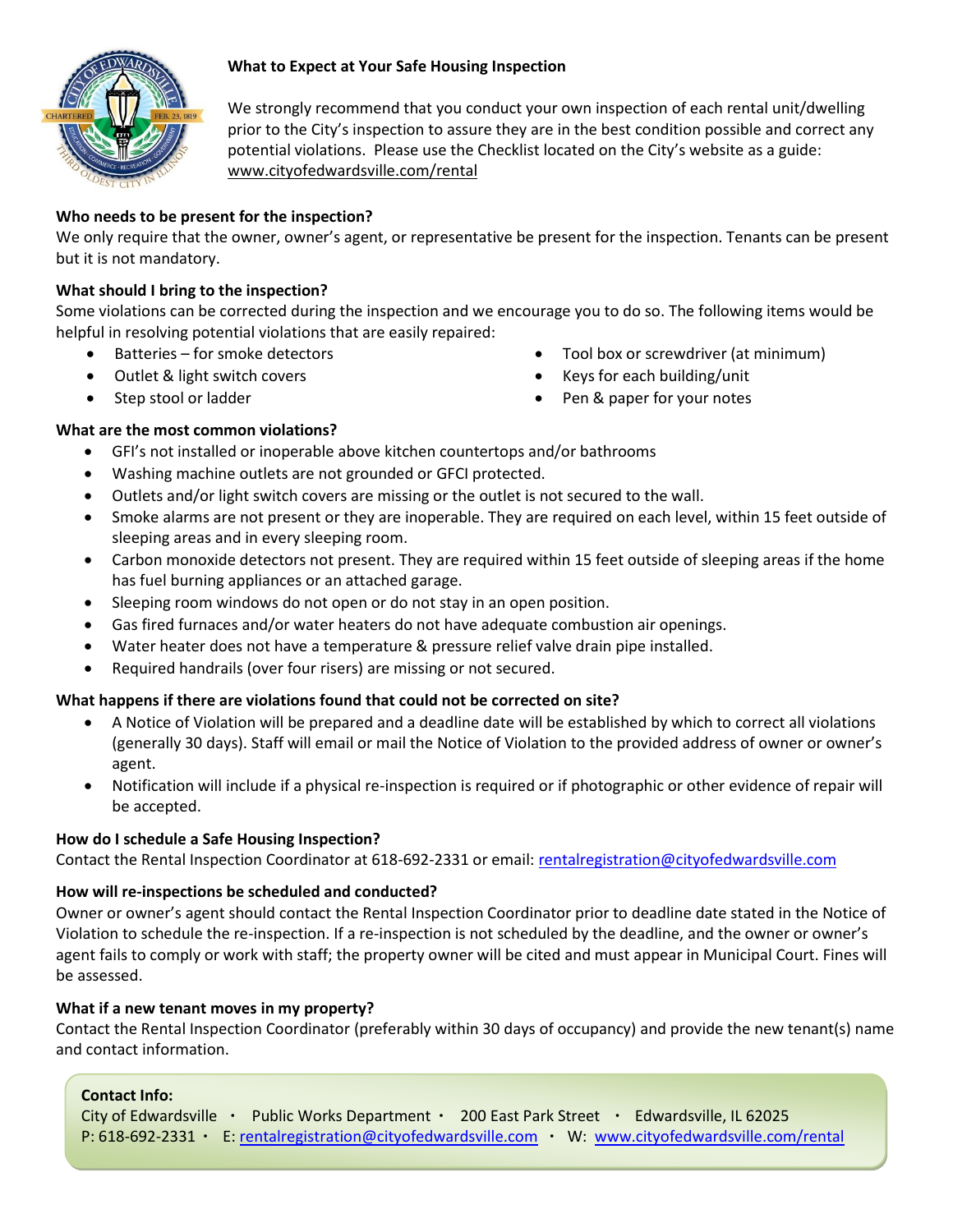# What to Expect at Your Safe Housing Inspection

We strongly recommend that you conduct your own inspection of each rental unit/dwelling prior to the City's inspection to assure they are in the best condition possible and correct any potential violations. Please use the Checklist located on the City's website as a guide: www.cityofedwardsville.com/rental

**Who needs to be present for the inspection?**

We only require that the owner, owner's agent, or representative be present for the inspection. Tenants can be present but it is not mandatory.

**What should I bring to the inspection?**

Some violations can be corrected during the inspection and we encourage you to do so. The following items would be helpful in resolving potential violations that are easily repaired:

- Batteries – for smoke detectors
- Outlet & light switch covers
- Step stool or ladder
- Tool box or screwdriver (at minimum)
- Keys for each building/unit
- Pen & paper for your notes

**What are the most common violations?**

- GFI's not installed or inoperable above kitchen countertops and/or bathrooms
- Washing machine outlets are not grounded or GFCI protected.
- Outlets and/or light switch covers are missing or the outlet is not secured to the wall.
- Smoke alarms are not present or they are inoperable. They are required on each level, within 15 feet outside of sleeping areas and in every sleeping room.
- Carbon monoxide detectors not present. They are required within 15 feet outside of sleeping areas if the home has fuel burning appliances or an attached garage.
- Sleeping room windows do not open or do not stay in an open position.
- Gas fired furnaces and/or water heaters do not have adequate combustion air openings.
- Water heater does not have a temperature & pressure relief valve drain pipe installed.
- Required handrails (over four risers) are missing or not secured.

**What happens if there are violations found that could not be corrected on site?**

- A Notice of Violation will be prepared and a deadline date will be established by which to correct all violations (generally 30 days). Staff will email or mail the Notice of Violation to the provided address of owner or owner's agent.
- Notification will include if a physical re-inspection is required or if photographic or other evidence of repair will be accepted.

**How do I schedule a Safe Housing Inspection?**

Contact the Rental Inspection Coordinator at 618-692-2331 or email: rentalregistration@cityofedwardsville.com

**How will re-inspections be scheduled and conducted?**

Owner or owner's agent should contact the Rental Inspection Coordinator prior to deadline date stated in the Notice of Violation to schedule the re-inspection. If a re-inspection is not scheduled by the deadline, and the owner or owner's agent fails to comply or work with staff; the property owner will be cited and must appear in Municipal Court. Fines will be assessed.

**What if a new tenant moves in my property?**

Contact the Rental Inspection Coordinator (preferably within 30 days of occupancy) and provide the new tenant(s) name and contact information.

**Contact Info:**

City of Edwardsville • Public Works Department • 200 East Park Street • Edwardsville, IL 62025
P: 618-692-2331 • E: rentalregistration@cityofedwardsville.com • W: www.cityofedwardsville.com/rental